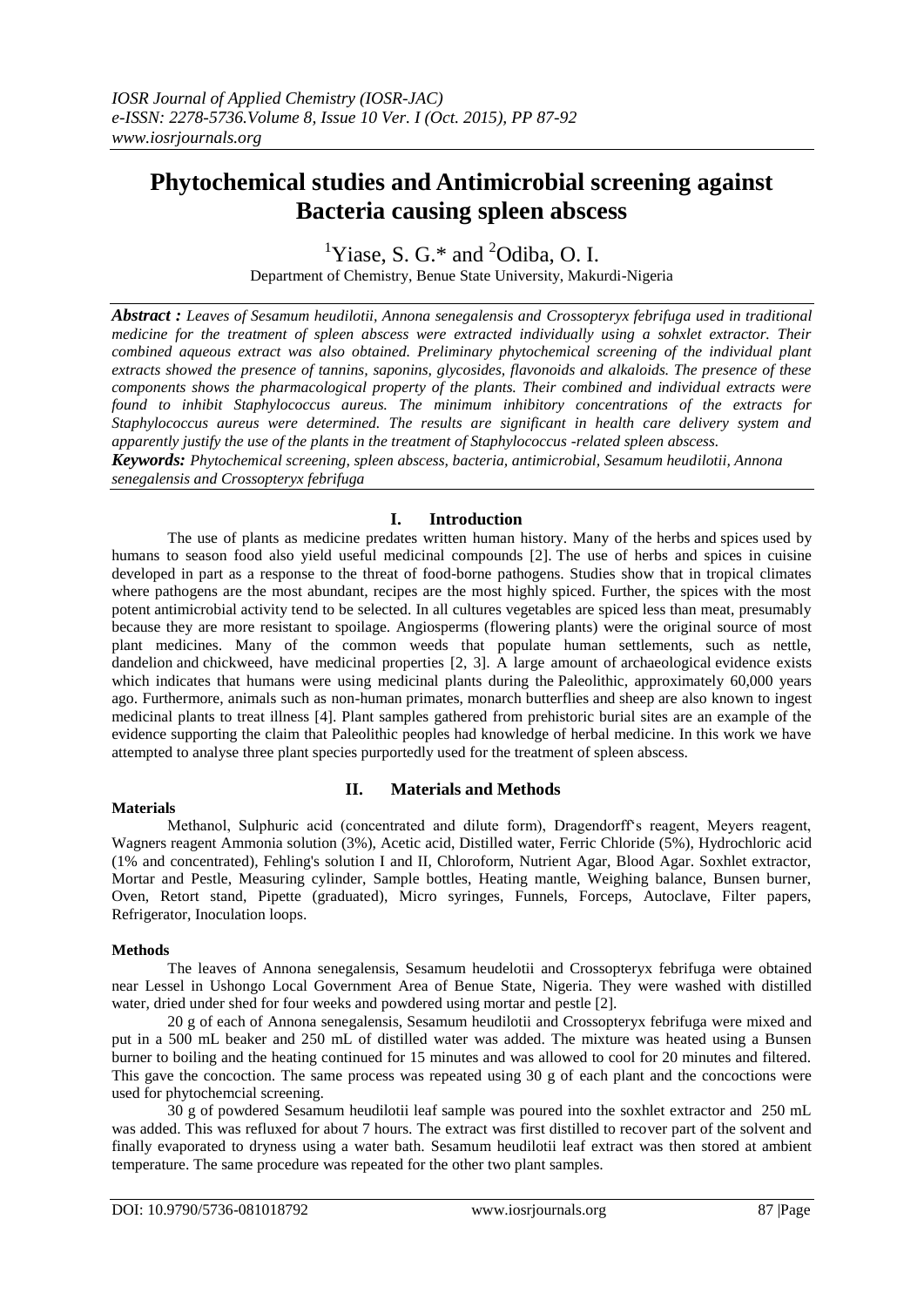# Phytochemical studies and Antimicrobial screening against Bacteria causing spleen abscess

[1]Yiase, S. G.* and [2]Odiba, O. I.

Department of Chemistry, Benue State University, Makurdi-Nigeria

***Abstract :*** *Leaves of Sesamum heudilotii, Annona senegalensis and Crossopteryx febrifuga used in traditional medicine for the treatment of spleen abscess were extracted individually using a sohxlet extractor. Their combined aqueous extract was also obtained. Preliminary phytochemical screening of the individual plant extracts showed the presence of tannins, saponins, glycosides, flavonoids and alkaloids. The presence of these components shows the pharmacological property of the plants. Their combined and individual extracts were found to inhibit Staphylococcus aureus. The minimum inhibitory concentrations of the extracts for Staphylococcus aureus were determined. The results are significant in health care delivery system and apparently justify the use of the plants in the treatment of Staphylococcus -related spleen abscess.*

***Keywords:*** *Phytochemical screening, spleen abscess, bacteria, antimicrobial, Sesamum heudilotii, Annona senegalensis and Crossopteryx febrifuga*

## I. Introduction

The use of plants as medicine predates written human history. Many of the herbs and spices used by humans to season food also yield useful medicinal compounds [2]. The use of herbs and spices in cuisine developed in part as a response to the threat of food-borne pathogens. Studies show that in tropical climates where pathogens are the most abundant, recipes are the most highly spiced. Further, the spices with the most potent antimicrobial activity tend to be selected. In all cultures vegetables are spiced less than meat, presumably because they are more resistant to spoilage. Angiosperms (flowering plants) were the original source of most plant medicines. Many of the common weeds that populate human settlements, such as nettle, dandelion and chickweed, have medicinal properties [2, 3]. A large amount of archaeological evidence exists which indicates that humans were using medicinal plants during the Paleolithic, approximately 60,000 years ago. Furthermore, animals such as non-human primates, monarch butterflies and sheep are also known to ingest medicinal plants to treat illness [4]. Plant samples gathered from prehistoric burial sites are an example of the evidence supporting the claim that Paleolithic peoples had knowledge of herbal medicine. In this work we have attempted to analyse three plant species purportedly used for the treatment of spleen abscess.

## II. Materials and Methods

### Materials

Methanol, Sulphuric acid (concentrated and dilute form), Dragendorff's reagent, Meyers reagent, Wagners reagent Ammonia solution (3%), Acetic acid, Distilled water, Ferric Chloride (5%), Hydrochloric acid (1% and concentrated), Fehling's solution I and II, Chloroform, Nutrient Agar, Blood Agar. Soxhlet extractor, Mortar and Pestle, Measuring cylinder, Sample bottles, Heating mantle, Weighing balance, Bunsen burner, Oven, Retort stand, Pipette (graduated), Micro syringes, Funnels, Forceps, Autoclave, Filter papers, Refrigerator, Inoculation loops.

### Methods

The leaves of Annona senegalensis, Sesamum heudelotii and Crossopteryx febrifuga were obtained near Lessel in Ushongo Local Government Area of Benue State, Nigeria. They were washed with distilled water, dried under shed for four weeks and powdered using mortar and pestle [2].

20 g of each of Annona senegalensis, Sesamum heudilotii and Crossopteryx febrifuga were mixed and put in a 500 mL beaker and 250 mL of distilled water was added. The mixture was heated using a Bunsen burner to boiling and the heating continued for 15 minutes and was allowed to cool for 20 minutes and filtered. This gave the concoction. The same process was repeated using 30 g of each plant and the concoctions were used for phytochemcial screening.

30 g of powdered Sesamum heudilotii leaf sample was poured into the soxhlet extractor and 250 mL was added. This was refluxed for about 7 hours. The extract was first distilled to recover part of the solvent and finally evaporated to dryness using a water bath. Sesamum heudilotii leaf extract was then stored at ambient temperature. The same procedure was repeated for the other two plant samples.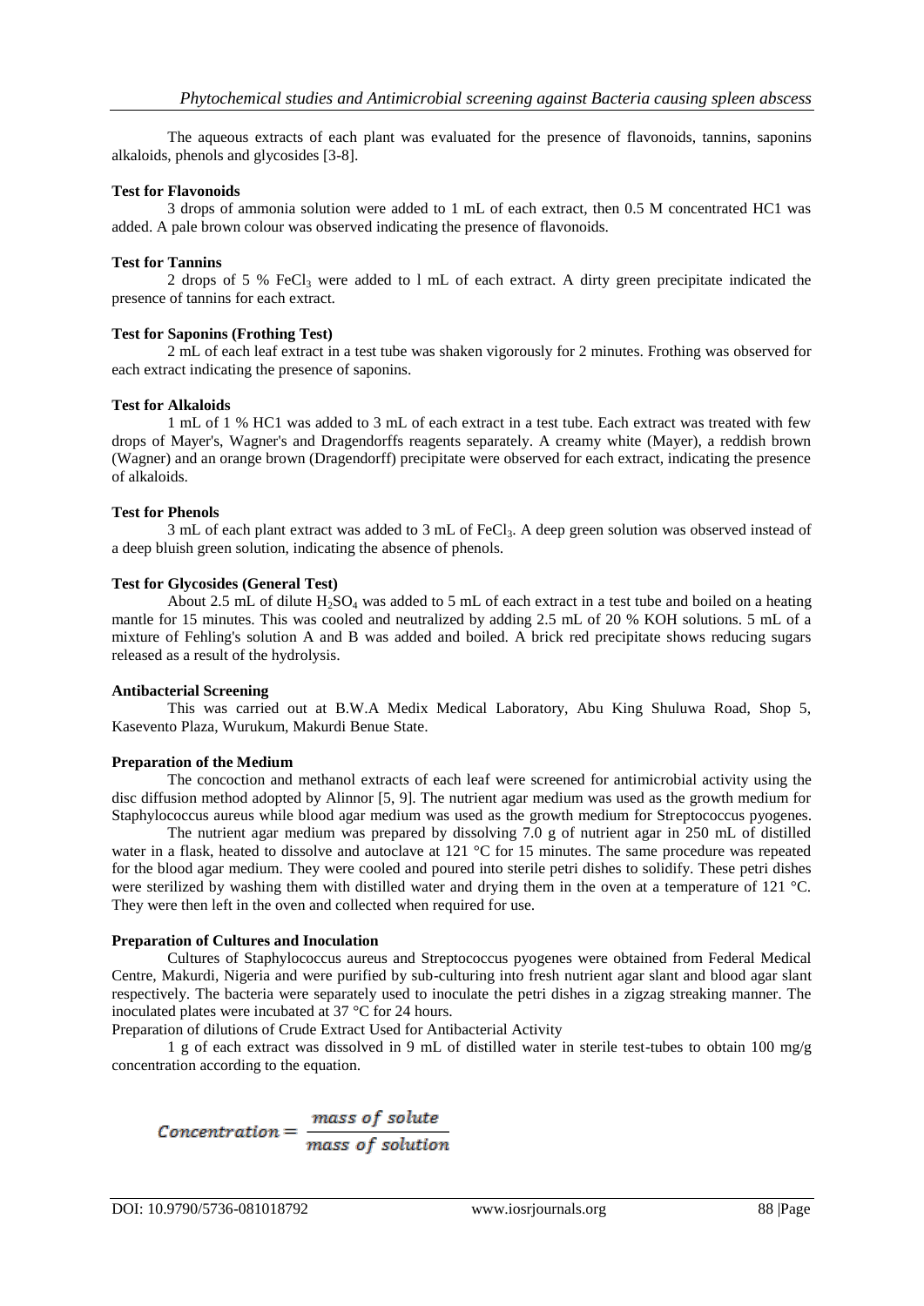The aqueous extracts of each plant was evaluated for the presence of flavonoids, tannins, saponins alkaloids, phenols and glycosides [3-8].

**Test for Flavonoids**

3 drops of ammonia solution were added to 1 mL of each extract, then 0.5 M concentrated HC1 was added. A pale brown colour was observed indicating the presence of flavonoids.

**Test for Tannins**

2 drops of 5 % $FeCl_3$ were added to l mL of each extract. A dirty green precipitate indicated the presence of tannins for each extract.

**Test for Saponins (Frothing Test)**

2 mL of each leaf extract in a test tube was shaken vigorously for 2 minutes. Frothing was observed for each extract indicating the presence of saponins.

**Test for Alkaloids**

1 mL of 1 % HC1 was added to 3 mL of each extract in a test tube. Each extract was treated with few drops of Mayer's, Wagner's and Dragendorffs reagents separately. A creamy white (Mayer), a reddish brown (Wagner) and an orange brown (Dragendorff) precipitate were observed for each extract, indicating the presence of alkaloids.

**Test for Phenols**

3 mL of each plant extract was added to 3 mL of $FeCl_3$. A deep green solution was observed instead of a deep bluish green solution, indicating the absence of phenols.

**Test for Glycosides (General Test)**

About 2.5 mL of dilute $H_2SO_4$ was added to 5 mL of each extract in a test tube and boiled on a heating mantle for 15 minutes. This was cooled and neutralized by adding 2.5 mL of 20 % KOH solutions. 5 mL of a mixture of Fehling's solution A and B was added and boiled. A brick red precipitate shows reducing sugars released as a result of the hydrolysis.

**Antibacterial Screening**

This was carried out at B.W.A Medix Medical Laboratory, Abu King Shuluwa Road, Shop 5, Kasevento Plaza, Wurukum, Makurdi Benue State.

**Preparation of the Medium**

The concoction and methanol extracts of each leaf were screened for antimicrobial activity using the disc diffusion method adopted by Alinnor [5, 9]. The nutrient agar medium was used as the growth medium for Staphylococcus aureus while blood agar medium was used as the growth medium for Streptococcus pyogenes.

The nutrient agar medium was prepared by dissolving 7.0 g of nutrient agar in 250 mL of distilled water in a flask, heated to dissolve and autoclave at 121 °C for 15 minutes. The same procedure was repeated for the blood agar medium. They were cooled and poured into sterile petri dishes to solidify. These petri dishes were sterilized by washing them with distilled water and drying them in the oven at a temperature of 121 °C. They were then left in the oven and collected when required for use.

**Preparation of Cultures and Inoculation**

Cultures of Staphylococcus aureus and Streptococcus pyogenes were obtained from Federal Medical Centre, Makurdi, Nigeria and were purified by sub-culturing into fresh nutrient agar slant and blood agar slant respectively. The bacteria were separately used to inoculate the petri dishes in a zigzag streaking manner. The inoculated plates were incubated at 37 °C for 24 hours.

Preparation of dilutions of Crude Extract Used for Antibacterial Activity

1 g of each extract was dissolved in 9 mL of distilled water in sterile test-tubes to obtain 100 mg/g concentration according to the equation.

$$Concentration = \frac{mass\ of\ solute}{mass\ of\ solution}$$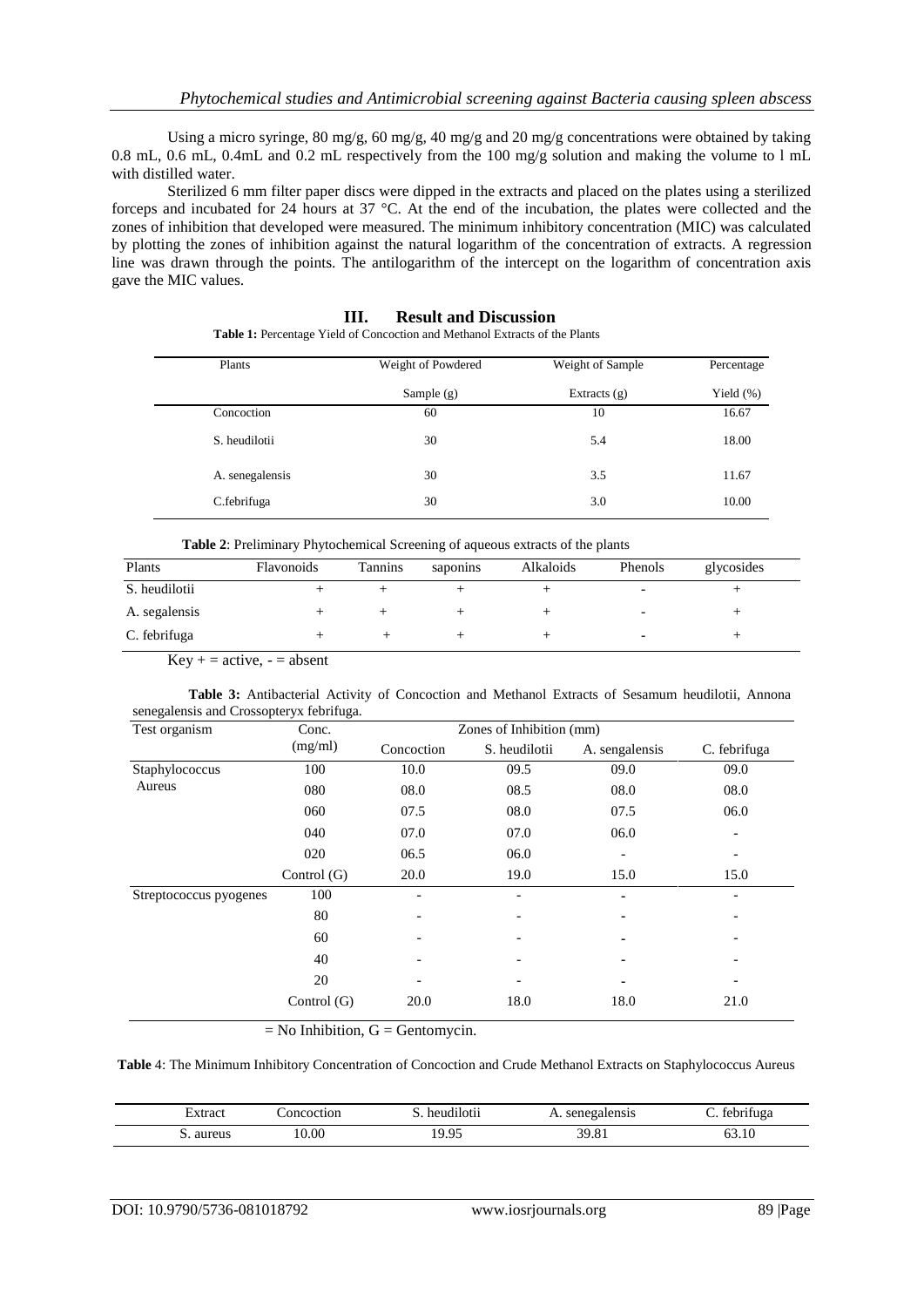Using a micro syringe, 80 mg/g, 60 mg/g, 40 mg/g and 20 mg/g concentrations were obtained by taking 0.8 mL, 0.6 mL, 0.4mL and 0.2 mL respectively from the 100 mg/g solution and making the volume to l mL with distilled water.

Sterilized 6 mm filter paper discs were dipped in the extracts and placed on the plates using a sterilized forceps and incubated for 24 hours at 37 °C. At the end of the incubation, the plates were collected and the zones of inhibition that developed were measured. The minimum inhibitory concentration (MIC) was calculated by plotting the zones of inhibition against the natural logarithm of the concentration of extracts. A regression line was drawn through the points. The antilogarithm of the intercept on the logarithm of concentration axis gave the MIC values.

## III. Result and Discussion

**Table 1:** Percentage Yield of Concoction and Methanol Extracts of the Plants

| Plants | Weight of Powdered Sample (g) | Weight of Sample Extracts (g) | Percentage Yield (%) |
|---|---|---|---|
| Concoction | 60 | 10 | 16.67 |
| S. heudilotii | 30 | 5.4 | 18.00 |
| A. senegalensis | 30 | 3.5 | 11.67 |
| C.febrifuga | 30 | 3.0 | 10.00 |

**Table 2**: Preliminary Phytochemical Screening of aqueous extracts of the plants

| Plants | Flavonoids | Tannins | saponins | Alkaloids | Phenols | glycosides |
|---|---|---|---|---|---|---|
| S. heudilotii | + | + | + | + | - | + |
| A. segalensis | + | + | + | + | - | + |
| C. febrifuga | + | + | + | + | - | + |

Key + = active, - = absent

**Table 3:** Antibacterial Activity of Concoction and Methanol Extracts of Sesamum heudilotii, Annona senegalensis and Crossopteryx febrifuga.

| Test organism | Conc. (mg/ml) | Zones of Inhibition (mm) | | | |
|---|---|---|---|---|---|
| | | Concoction | S. heudilotii | A. sengalensis | C. febrifuga |
| Staphylococcus Aureus | 100 | 10.0 | 09.5 | 09.0 | 09.0 |
| | 080 | 08.0 | 08.5 | 08.0 | 08.0 |
| | 060 | 07.5 | 08.0 | 07.5 | 06.0 |
| | 040 | 07.0 | 07.0 | 06.0 | - |
| | 020 | 06.5 | 06.0 | - | - |
| | Control (G) | 20.0 | 19.0 | 15.0 | 15.0 |
| Streptococcus pyogenes | 100 | - | - | - | - |
| | 80 | - | - | - | - |
| | 60 | - | - | - | - |
| | 40 | - | - | - | - |
| | 20 | - | - | - | - |
| | Control (G) | 20.0 | 18.0 | 18.0 | 21.0 |

= No Inhibition, G = Gentomycin.

**Table** 4: The Minimum Inhibitory Concentration of Concoction and Crude Methanol Extracts on Staphylococcus Aureus

| Extract | Concoction | S. heudilotii | A. senegalensis | C. febrifuga |
|---|---|---|---|---|
| S. aureus | 10.00 | 19.95 | 39.81 | 63.10 |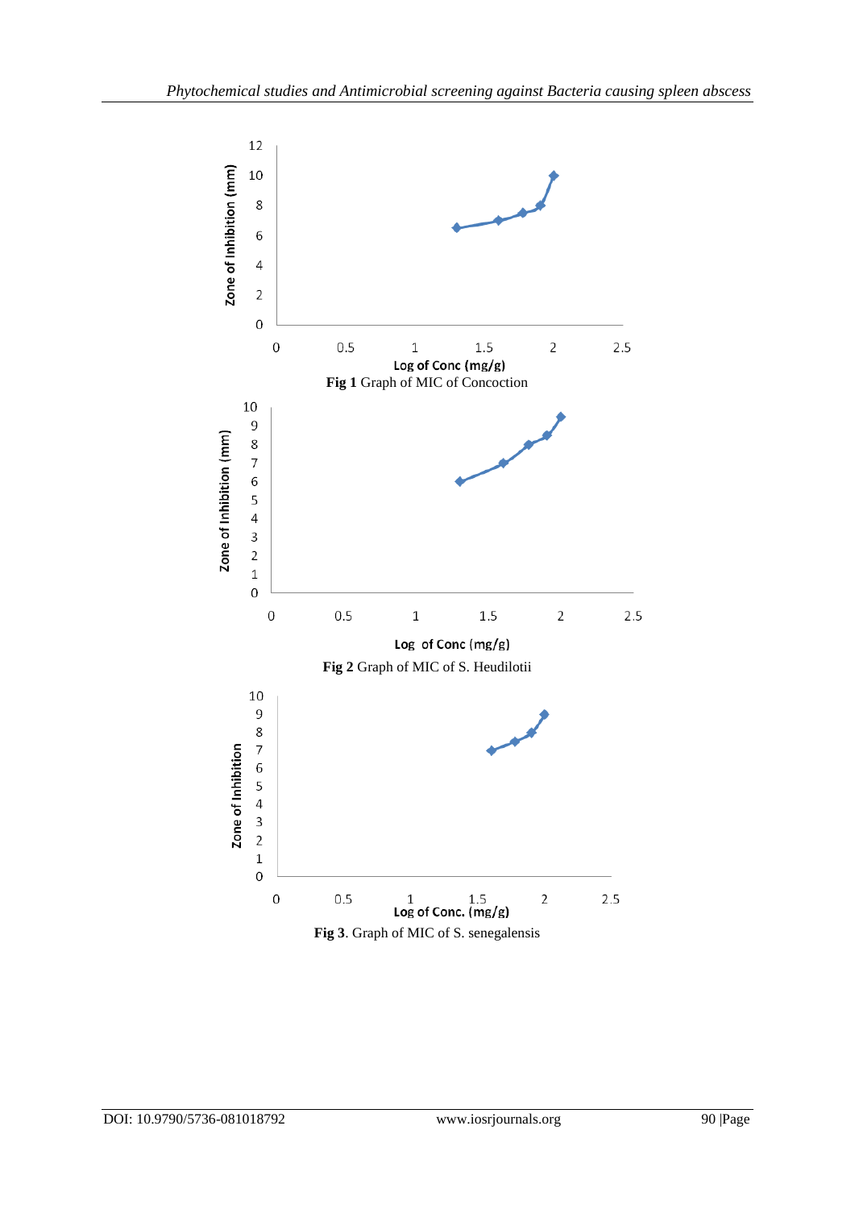**Fig 1** Graph of MIC of Concoction

**Fig 2** Graph of MIC of S. Heudilotii

**Fig 3**. Graph of MIC of S. senegalensis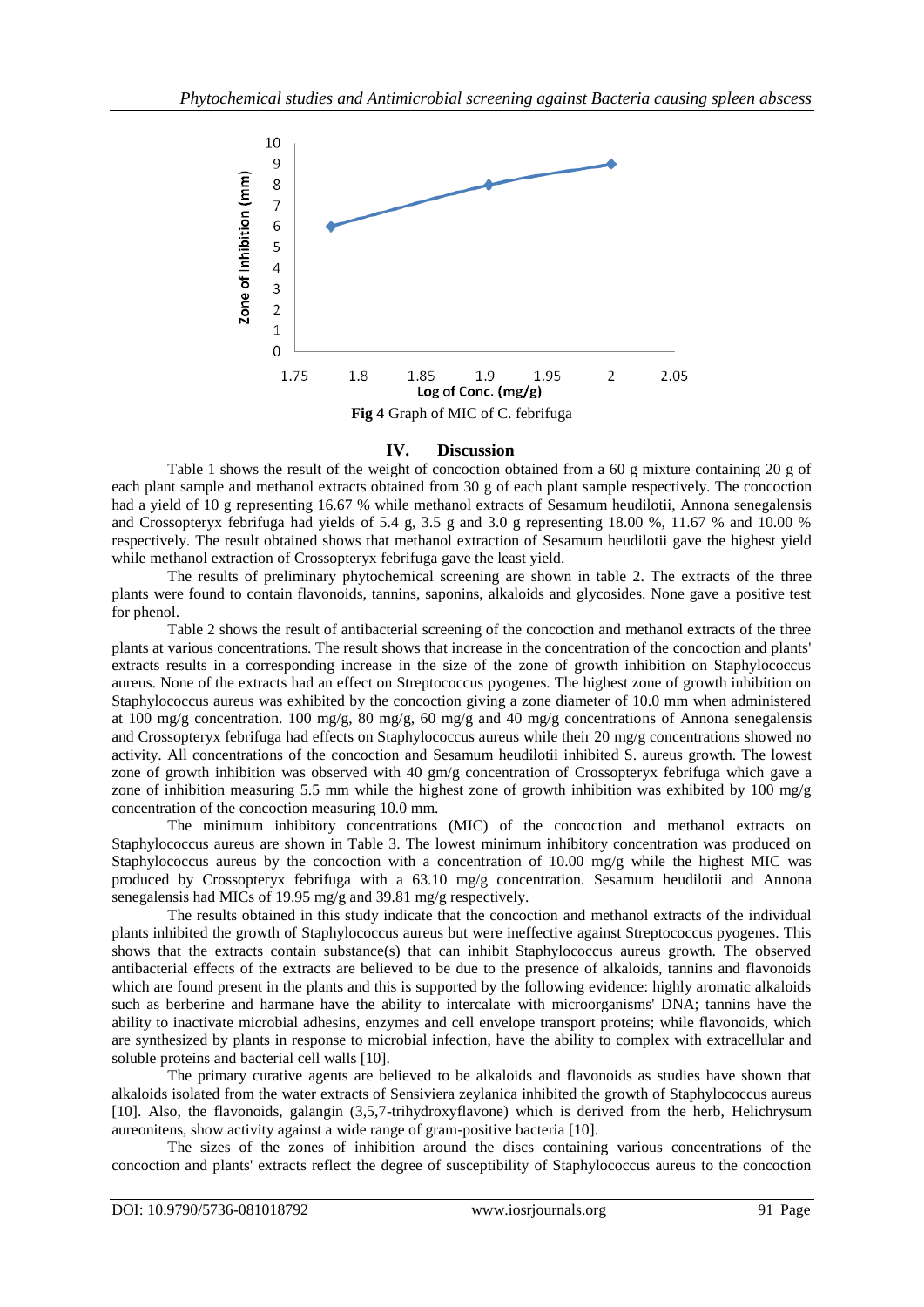Fig 4 Graph of MIC of C. febrifuga

## IV. Discussion

Table 1 shows the result of the weight of concoction obtained from a 60 g mixture containing 20 g of each plant sample and methanol extracts obtained from 30 g of each plant sample respectively. The concoction had a yield of 10 g representing 16.67 % while methanol extracts of Sesamum heudilotii, Annona senegalensis and Crossopteryx febrifuga had yields of 5.4 g, 3.5 g and 3.0 g representing 18.00 %, 11.67 % and 10.00 % respectively. The result obtained shows that methanol extraction of Sesamum heudilotii gave the highest yield while methanol extraction of Crossopteryx febrifuga gave the least yield.

The results of preliminary phytochemical screening are shown in table 2. The extracts of the three plants were found to contain flavonoids, tannins, saponins, alkaloids and glycosides. None gave a positive test for phenol.

Table 2 shows the result of antibacterial screening of the concoction and methanol extracts of the three plants at various concentrations. The result shows that increase in the concentration of the concoction and plants' extracts results in a corresponding increase in the size of the zone of growth inhibition on Staphylococcus aureus. None of the extracts had an effect on Streptococcus pyogenes. The highest zone of growth inhibition on Staphylococcus aureus was exhibited by the concoction giving a zone diameter of 10.0 mm when administered at 100 mg/g concentration. 100 mg/g, 80 mg/g, 60 mg/g and 40 mg/g concentrations of Annona senegalensis and Crossopteryx febrifuga had effects on Staphylococcus aureus while their 20 mg/g concentrations showed no activity. All concentrations of the concoction and Sesamum heudilotii inhibited S. aureus growth. The lowest zone of growth inhibition was observed with 40 gm/g concentration of Crossopteryx febrifuga which gave a zone of inhibition measuring 5.5 mm while the highest zone of growth inhibition was exhibited by 100 mg/g concentration of the concoction measuring 10.0 mm.

The minimum inhibitory concentrations (MIC) of the concoction and methanol extracts on Staphylococcus aureus are shown in Table 3. The lowest minimum inhibitory concentration was produced on Staphylococcus aureus by the concoction with a concentration of 10.00 mg/g while the highest MIC was produced by Crossopteryx febrifuga with a 63.10 mg/g concentration. Sesamum heudilotii and Annona senegalensis had MICs of 19.95 mg/g and 39.81 mg/g respectively.

The results obtained in this study indicate that the concoction and methanol extracts of the individual plants inhibited the growth of Staphylococcus aureus but were ineffective against Streptococcus pyogenes. This shows that the extracts contain substance(s) that can inhibit Staphylococcus aureus growth. The observed antibacterial effects of the extracts are believed to be due to the presence of alkaloids, tannins and flavonoids which are found present in the plants and this is supported by the following evidence: highly aromatic alkaloids such as berberine and harmane have the ability to intercalate with microorganisms' DNA; tannins have the ability to inactivate microbial adhesins, enzymes and cell envelope transport proteins; while flavonoids, which are synthesized by plants in response to microbial infection, have the ability to complex with extracellular and soluble proteins and bacterial cell walls [10].

The primary curative agents are believed to be alkaloids and flavonoids as studies have shown that alkaloids isolated from the water extracts of Sensiviera zeylanica inhibited the growth of Staphylococcus aureus [10]. Also, the flavonoids, galangin (3,5,7-trihydroxyflavone) which is derived from the herb, Helichrysum aureonitens, show activity against a wide range of gram-positive bacteria [10].

The sizes of the zones of inhibition around the discs containing various concentrations of the concoction and plants' extracts reflect the degree of susceptibility of Staphylococcus aureus to the concoction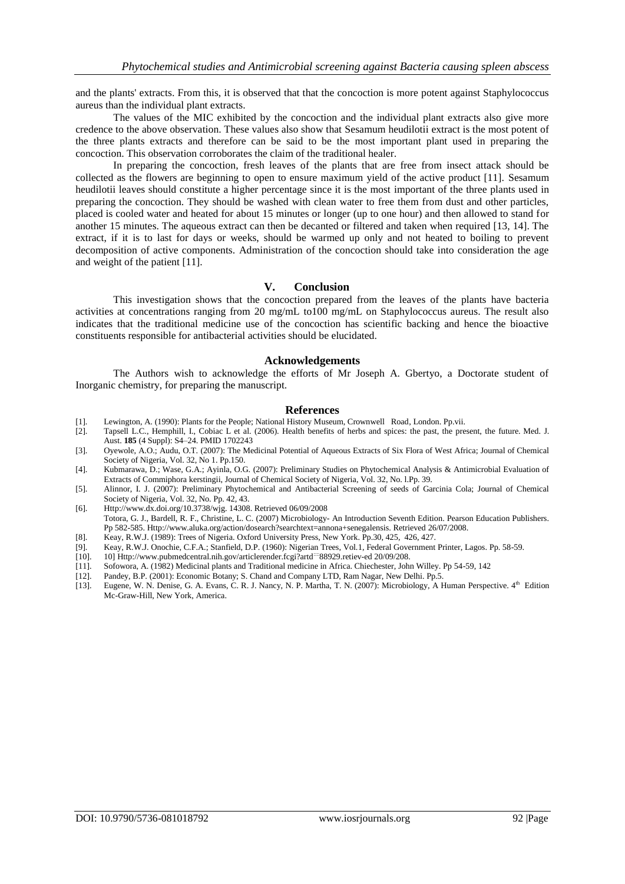and the plants' extracts. From this, it is observed that that the concoction is more potent against Staphylococcus aureus than the individual plant extracts.

The values of the MIC exhibited by the concoction and the individual plant extracts also give more credence to the above observation. These values also show that Sesamum heudilotii extract is the most potent of the three plants extracts and therefore can be said to be the most important plant used in preparing the concoction. This observation corroborates the claim of the traditional healer.

In preparing the concoction, fresh leaves of the plants that are free from insect attack should be collected as the flowers are beginning to open to ensure maximum yield of the active product [11]. Sesamum heudilotii leaves should constitute a higher percentage since it is the most important of the three plants used in preparing the concoction. They should be washed with clean water to free them from dust and other particles, placed is cooled water and heated for about 15 minutes or longer (up to one hour) and then allowed to stand for another 15 minutes. The aqueous extract can then be decanted or filtered and taken when required [13, 14]. The extract, if it is to last for days or weeks, should be warmed up only and not heated to boiling to prevent decomposition of active components. Administration of the concoction should take into consideration the age and weight of the patient [11].

## V. Conclusion

This investigation shows that the concoction prepared from the leaves of the plants have bacteria activities at concentrations ranging from 20 mg/mL to100 mg/mL on Staphylococcus aureus. The result also indicates that the traditional medicine use of the concoction has scientific backing and hence the bioactive constituents responsible for antibacterial activities should be elucidated.

## Acknowledgements

The Authors wish to acknowledge the efforts of Mr Joseph A. Gbertyo, a Doctorate student of Inorganic chemistry, for preparing the manuscript.

## References

[1]. Lewington, A. (1990): Plants for the People; National History Museum, Crownwell Road, London. Pp.vii.
[2]. Tapsell L.C., Hemphill, I., Cobiac L et al. (2006). Health benefits of herbs and spices: the past, the present, the future. Med. J. Aust. **185** (4 Suppl): S4–24. PMID 1702243
[3]. Oyewole, A.O.; Audu, O.T. (2007): The Medicinal Potential of Aqueous Extracts of Six Flora of West Africa; Journal of Chemical Society of Nigeria, Vol. 32, No 1. Pp.150.
[4]. Kubmarawa, D.; Wase, G.A.; Ayinla, O.G. (2007): Preliminary Studies on Phytochemical Analysis & Antimicrobial Evaluation of Extracts of Commiphora kerstingii, Journal of Chemical Society of Nigeria, Vol. 32, No. l.Pp. 39.
[5]. Alinnor, I. J. (2007): Preliminary Phytochemical and Antibacterial Screening of seeds of Garcinia Cola; Journal of Chemical Society of Nigeria, Vol. 32, No. Pp. 42, 43.
[6]. Http://www.dx.doi.org/10.3738/wjg. 14308. Retrieved 06/09/2008
Totora, G. J., Bardell, R. F., Christine, L. C. (2007) Microbiology- An Introduction Seventh Edition. Pearson Education Publishers. Pp 582-585. Http://www.aluka.org/action/dosearch?searchtext=annona+senegalensis. Retrieved 26/07/2008.
[8]. Keay, R.W.J. (1989): Trees of Nigeria. Oxford University Press, New York. Pp.30, 425, 426, 427.
[9]. Keay, R.W.J. Onochie, C.F.A.; Stanfield, D.P. (1960): Nigerian Trees, Vol.1, Federal Government Printer, Lagos. Pp. 58-59.
[10]. 10] Http://www.pubmedcentral.nih.gov/articlerender.fcgi?artd=88929.retiev-ed 20/09/208.
[11]. Sofowora, A. (1982) Medicinal plants and Traditional medicine in Africa. Chiechester, John Willey. Pp 54-59, 142
[12]. Pandey, B.P. (2001): Economic Botany; S. Chand and Company LTD, Ram Nagar, New Delhi. Pp.5.
[13]. Eugene, W. N. Denise, G. A. Evans, C. R. J. Nancy, N. P. Martha, T. N. (2007): Microbiology, A Human Perspective. 4th Edition Mc-Graw-Hill, New York, America.